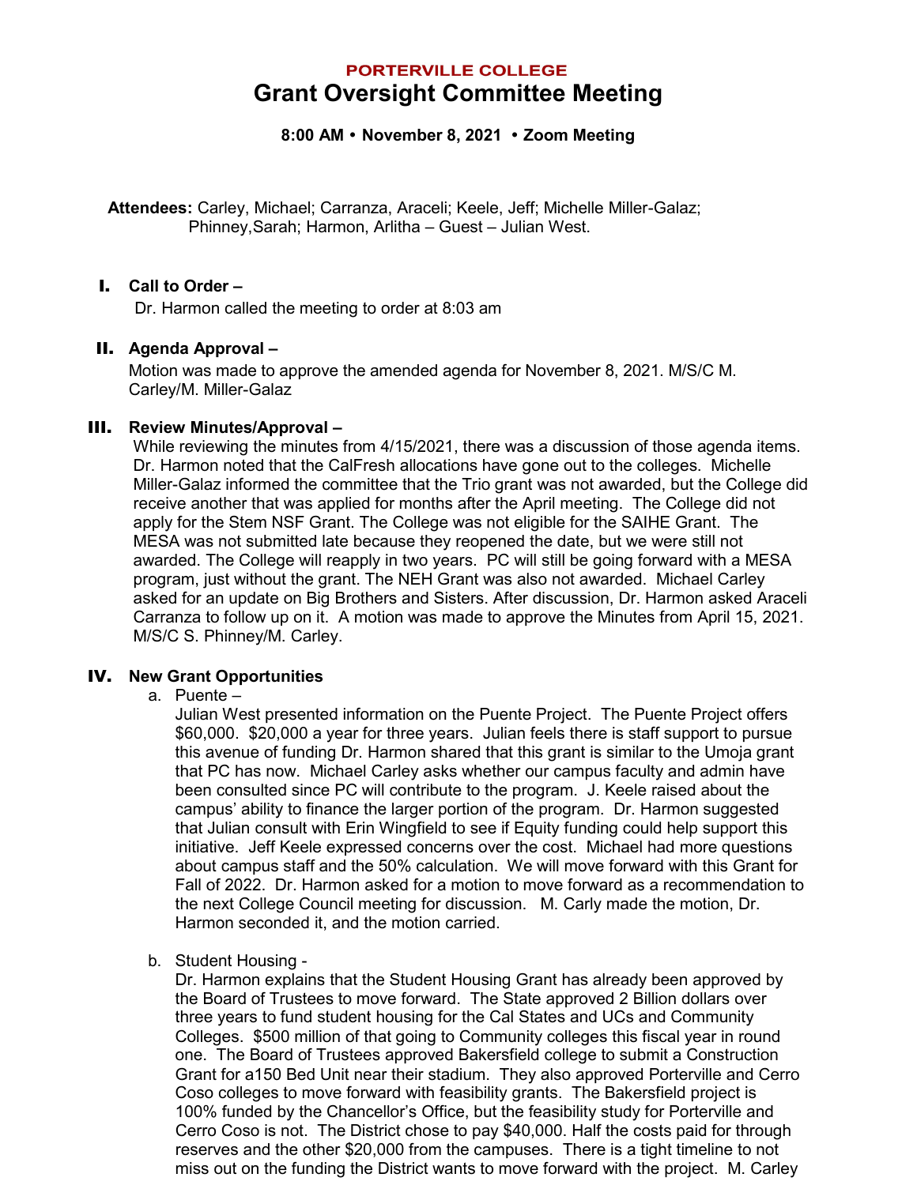**PORTERVILLE COLLEGE**

# Grant Oversight Committee Meeting

**8:00 AM • November 8, 2021 • Zoom Meeting**

**Attendees:** Carley, Michael; Carranza, Araceli; Keele, Jeff; Michelle Miller-Galaz; Phinney,Sarah; Harmon, Arlitha – Guest – Julian West.

## I. Call to Order –

Dr. Harmon called the meeting to order at 8:03 am

## II. Agenda Approval –

Motion was made to approve the amended agenda for November 8, 2021. M/S/C M. Carley/M. Miller-Galaz

## III. Review Minutes/Approval –

While reviewing the minutes from 4/15/2021, there was a discussion of those agenda items. Dr. Harmon noted that the CalFresh allocations have gone out to the colleges. Michelle Miller-Galaz informed the committee that the Trio grant was not awarded, but the College did receive another that was applied for months after the April meeting. The College did not apply for the Stem NSF Grant. The College was not eligible for the SAIHE Grant. The MESA was not submitted late because they reopened the date, but we were still not awarded. The College will reapply in two years. PC will still be going forward with a MESA program, just without the grant. The NEH Grant was also not awarded. Michael Carley asked for an update on Big Brothers and Sisters. After discussion, Dr. Harmon asked Araceli Carranza to follow up on it. A motion was made to approve the Minutes from April 15, 2021. M/S/C S. Phinney/M. Carley.

## IV. New Grant Opportunities

a. Puente –

Julian West presented information on the Puente Project. The Puente Project offers $60,000. $20,000 a year for three years. Julian feels there is staff support to pursue this avenue of funding Dr. Harmon shared that this grant is similar to the Umoja grant that PC has now. Michael Carley asks whether our campus faculty and admin have been consulted since PC will contribute to the program. J. Keele raised about the campus' ability to finance the larger portion of the program. Dr. Harmon suggested that Julian consult with Erin Wingfield to see if Equity funding could help support this initiative. Jeff Keele expressed concerns over the cost. Michael had more questions about campus staff and the 50% calculation. We will move forward with this Grant for Fall of 2022. Dr. Harmon asked for a motion to move forward as a recommendation to the next College Council meeting for discussion. M. Carly made the motion, Dr. Harmon seconded it, and the motion carried.

b. Student Housing -

Dr. Harmon explains that the Student Housing Grant has already been approved by the Board of Trustees to move forward. The State approved 2 Billion dollars over three years to fund student housing for the Cal States and UCs and Community Colleges. $500 million of that going to Community colleges this fiscal year in round one. The Board of Trustees approved Bakersfield college to submit a Construction Grant for a150 Bed Unit near their stadium. They also approved Porterville and Cerro Coso colleges to move forward with feasibility grants. The Bakersfield project is 100% funded by the Chancellor's Office, but the feasibility study for Porterville and Cerro Coso is not. The District chose to pay $40,000. Half the costs paid for through reserves and the other $20,000 from the campuses. There is a tight timeline to not miss out on the funding the District wants to move forward with the project. M. Carley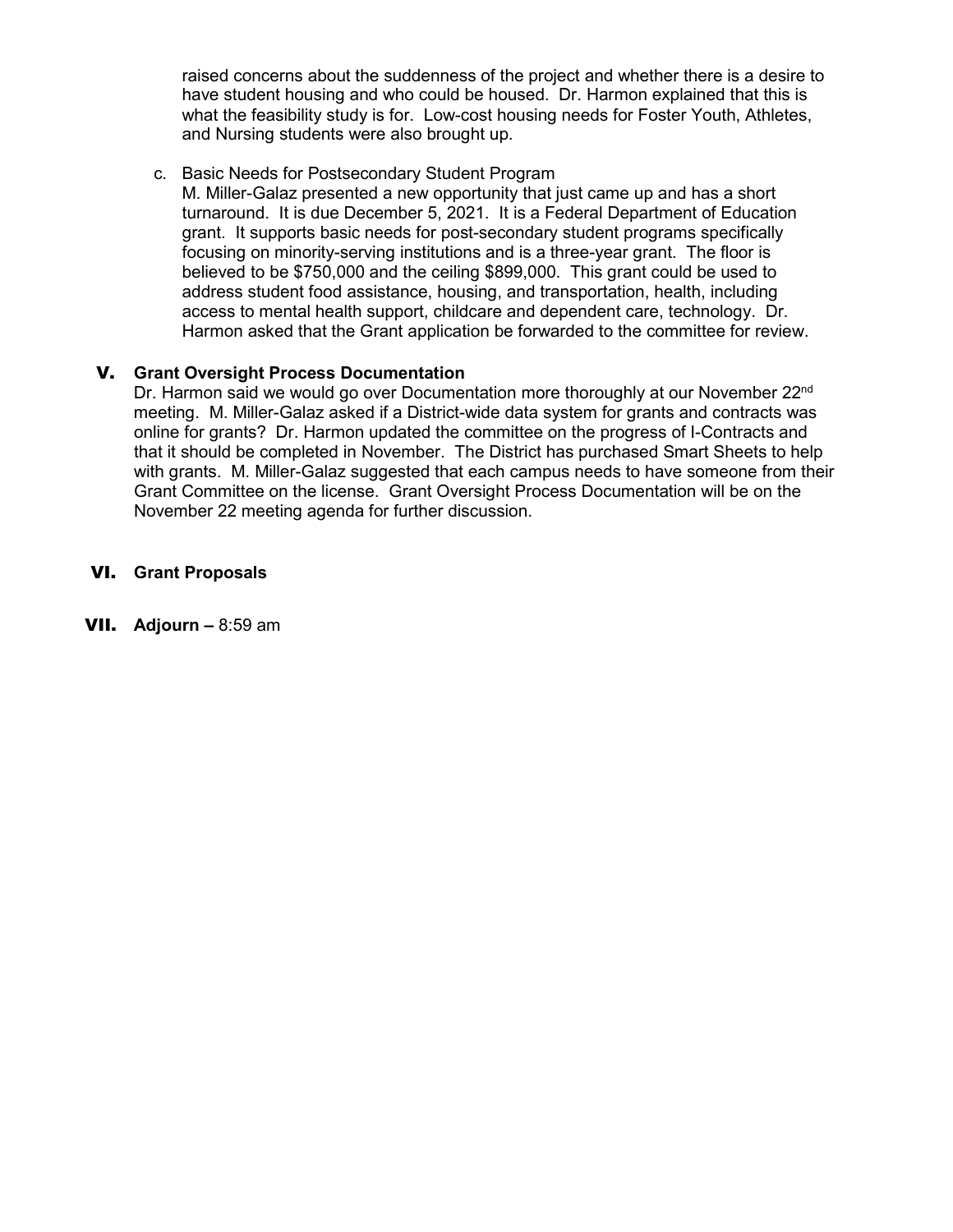raised concerns about the suddenness of the project and whether there is a desire to have student housing and who could be housed. Dr. Harmon explained that this is what the feasibility study is for. Low-cost housing needs for Foster Youth, Athletes, and Nursing students were also brought up.

c. Basic Needs for Postsecondary Student Program
M. Miller-Galaz presented a new opportunity that just came up and has a short turnaround. It is due December 5, 2021. It is a Federal Department of Education grant. It supports basic needs for post-secondary student programs specifically focusing on minority-serving institutions and is a three-year grant. The floor is believed to be $750,000 and the ceiling $899,000. This grant could be used to address student food assistance, housing, and transportation, health, including access to mental health support, childcare and dependent care, technology. Dr. Harmon asked that the Grant application be forwarded to the committee for review.

## V. Grant Oversight Process Documentation

Dr. Harmon said we would go over Documentation more thoroughly at our November 22nd meeting. M. Miller-Galaz asked if a District-wide data system for grants and contracts was online for grants? Dr. Harmon updated the committee on the progress of I-Contracts and that it should be completed in November. The District has purchased Smart Sheets to help with grants. M. Miller-Galaz suggested that each campus needs to have someone from their Grant Committee on the license. Grant Oversight Process Documentation will be on the November 22 meeting agenda for further discussion.

## VI. Grant Proposals

## VII. Adjourn – 8:59 am